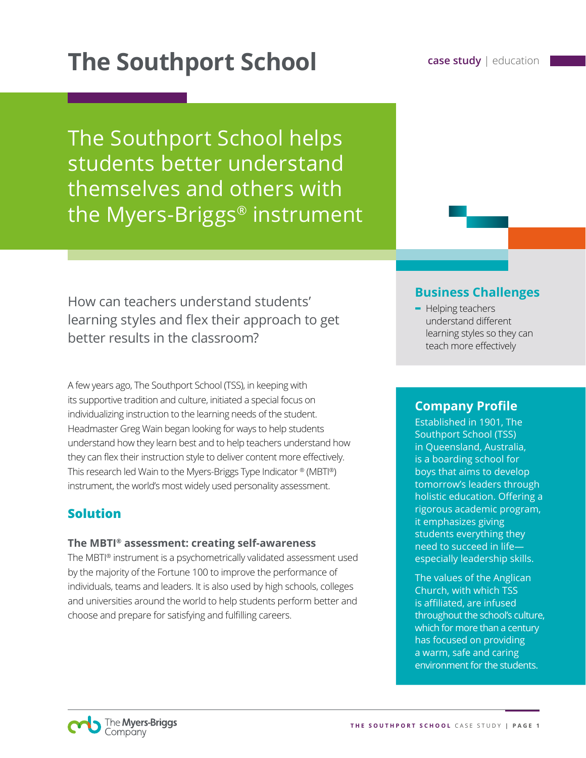# The Southport School

case study | education

## The Southport School helps students better understand themselves and others with the Myers-Briggs® instrument

How can teachers understand students' learning styles and flex their approach to get better results in the classroom?

A few years ago, The Southport School (TSS), in keeping with its supportive tradition and culture, initiated a special focus on individualizing instruction to the learning needs of the student. Headmaster Greg Wain began looking for ways to help students understand how they learn best and to help teachers understand how they can flex their instruction style to deliver content more effectively. This research led Wain to the Myers-Briggs Type Indicator ® (MBTI®) instrument, the world's most widely used personality assessment.

## Solution

### The MBTI® assessment: creating self-awareness

The MBTI® instrument is a psychometrically validated assessment used by the majority of the Fortune 100 to improve the performance of individuals, teams and leaders. It is also used by high schools, colleges and universities around the world to help students perform better and choose and prepare for satisfying and fulfilling careers.

## Business Challenges

- Helping teachers understand different learning styles so they can teach more effectively

## Company Profile

Established in 1901, The Southport School (TSS) in Queensland, Australia, is a boarding school for boys that aims to develop tomorrow's leaders through holistic education. Offering a rigorous academic program, it emphasizes giving students everything they need to succeed in life—especially leadership skills.

The values of the Anglican Church, with which TSS is affiliated, are infused throughout the school's culture, which for more than a century has focused on providing a warm, safe and caring environment for the students.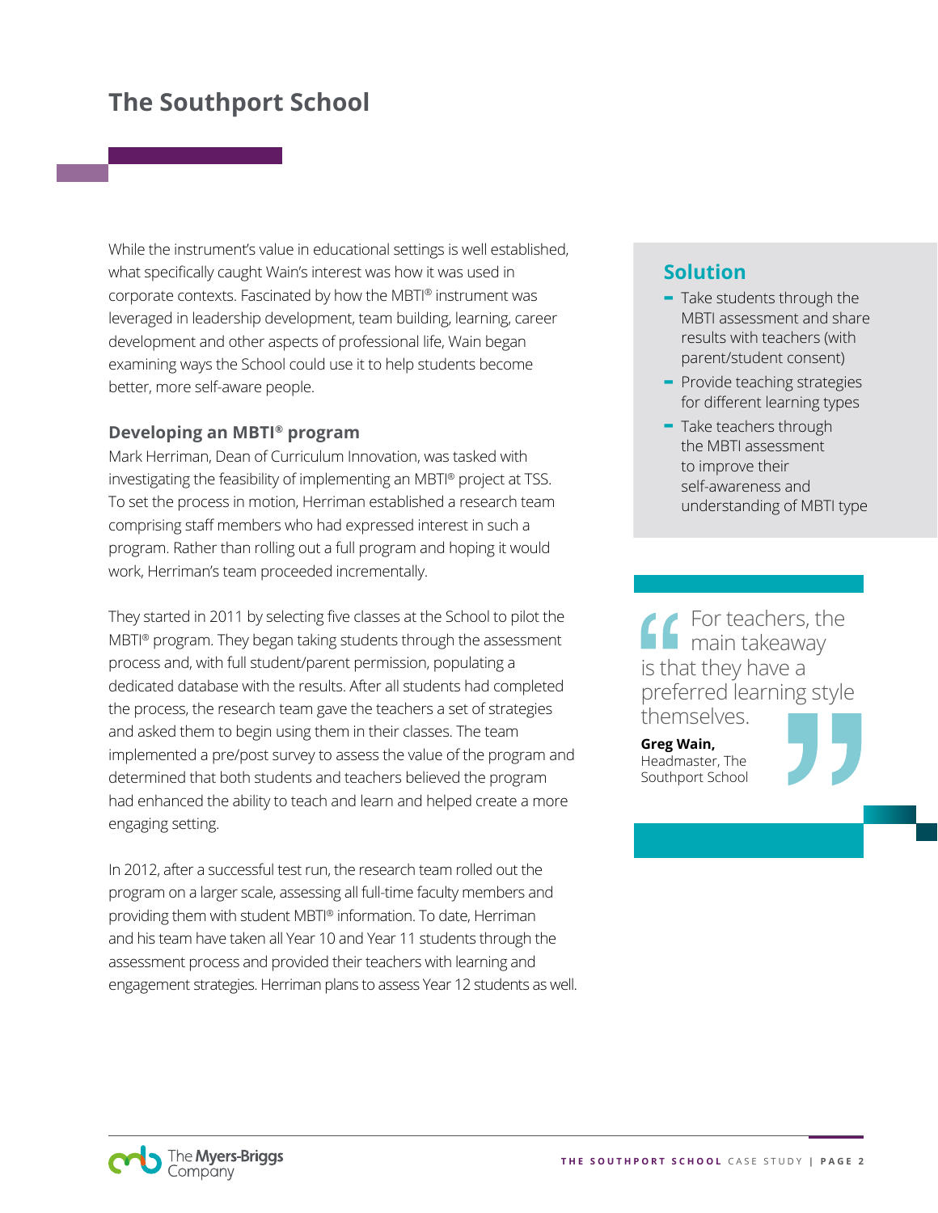# The Southport School

While the instrument's value in educational settings is well established, what specifically caught Wain's interest was how it was used in corporate contexts. Fascinated by how the MBTI® instrument was leveraged in leadership development, team building, learning, career development and other aspects of professional life, Wain began examining ways the School could use it to help students become better, more self-aware people.

### Developing an MBTI® program

Mark Herriman, Dean of Curriculum Innovation, was tasked with investigating the feasibility of implementing an MBTI® project at TSS. To set the process in motion, Herriman established a research team comprising staff members who had expressed interest in such a program. Rather than rolling out a full program and hoping it would work, Herriman's team proceeded incrementally.

They started in 2011 by selecting five classes at the School to pilot the MBTI® program. They began taking students through the assessment process and, with full student/parent permission, populating a dedicated database with the results. After all students had completed the process, the research team gave the teachers a set of strategies and asked them to begin using them in their classes. The team implemented a pre/post survey to assess the value of the program and determined that both students and teachers believed the program had enhanced the ability to teach and learn and helped create a more engaging setting.

In 2012, after a successful test run, the research team rolled out the program on a larger scale, assessing all full-time faculty members and providing them with student MBTI® information. To date, Herriman and his team have taken all Year 10 and Year 11 students through the assessment process and provided their teachers with learning and engagement strategies. Herriman plans to assess Year 12 students as well.

## Solution

- Take students through the MBTI assessment and share results with teachers (with parent/student consent)
- Provide teaching strategies for different learning types
- Take teachers through the MBTI assessment to improve their self-awareness and understanding of MBTI type

> "For teachers, the main takeaway is that they have a preferred learning style themselves."
>
> **Greg Wain,** Headmaster, The Southport School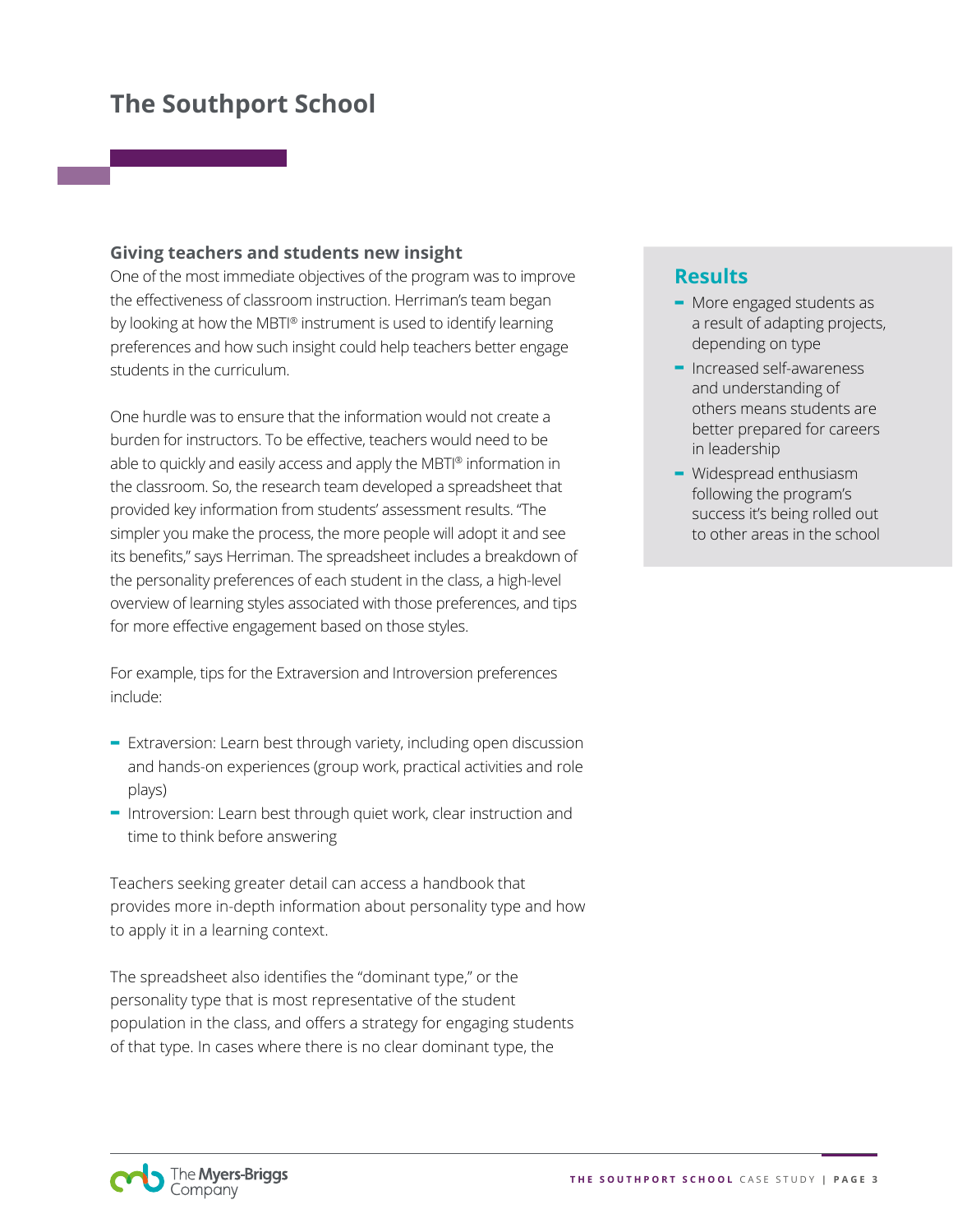# The Southport School

## Giving teachers and students new insight

One of the most immediate objectives of the program was to improve the effectiveness of classroom instruction. Herriman's team began by looking at how the MBTI® instrument is used to identify learning preferences and how such insight could help teachers better engage students in the curriculum.

One hurdle was to ensure that the information would not create a burden for instructors. To be effective, teachers would need to be able to quickly and easily access and apply the MBTI® information in the classroom. So, the research team developed a spreadsheet that provided key information from students' assessment results. "The simpler you make the process, the more people will adopt it and see its benefits," says Herriman. The spreadsheet includes a breakdown of the personality preferences of each student in the class, a high-level overview of learning styles associated with those preferences, and tips for more effective engagement based on those styles.

For example, tips for the Extraversion and Introversion preferences include:

- Extraversion: Learn best through variety, including open discussion and hands-on experiences (group work, practical activities and role plays)
- Introversion: Learn best through quiet work, clear instruction and time to think before answering

Teachers seeking greater detail can access a handbook that provides more in-depth information about personality type and how to apply it in a learning context.

The spreadsheet also identifies the "dominant type," or the personality type that is most representative of the student population in the class, and offers a strategy for engaging students of that type. In cases where there is no clear dominant type, the

## Results

- More engaged students as a result of adapting projects, depending on type
- Increased self-awareness and understanding of others means students are better prepared for careers in leadership
- Widespread enthusiasm following the program's success it's being rolled out to other areas in the school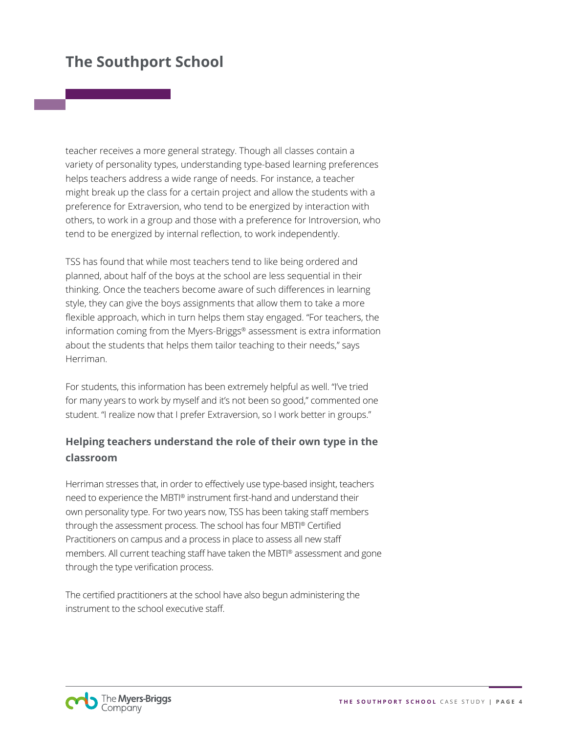teacher receives a more general strategy. Though all classes contain a variety of personality types, understanding type-based learning preferences helps teachers address a wide range of needs. For instance, a teacher might break up the class for a certain project and allow the students with a preference for Extraversion, who tend to be energized by interaction with others, to work in a group and those with a preference for Introversion, who tend to be energized by internal reflection, to work independently.

TSS has found that while most teachers tend to like being ordered and planned, about half of the boys at the school are less sequential in their thinking. Once the teachers become aware of such differences in learning style, they can give the boys assignments that allow them to take a more flexible approach, which in turn helps them stay engaged. "For teachers, the information coming from the Myers-Briggs® assessment is extra information about the students that helps them tailor teaching to their needs," says Herriman.

For students, this information has been extremely helpful as well. "I've tried for many years to work by myself and it's not been so good," commented one student. "I realize now that I prefer Extraversion, so I work better in groups."

### Helping teachers understand the role of their own type in the classroom

Herriman stresses that, in order to effectively use type-based insight, teachers need to experience the MBTI® instrument first-hand and understand their own personality type. For two years now, TSS has been taking staff members through the assessment process. The school has four MBTI® Certified Practitioners on campus and a process in place to assess all new staff members. All current teaching staff have taken the MBTI® assessment and gone through the type verification process.

The certified practitioners at the school have also begun administering the instrument to the school executive staff.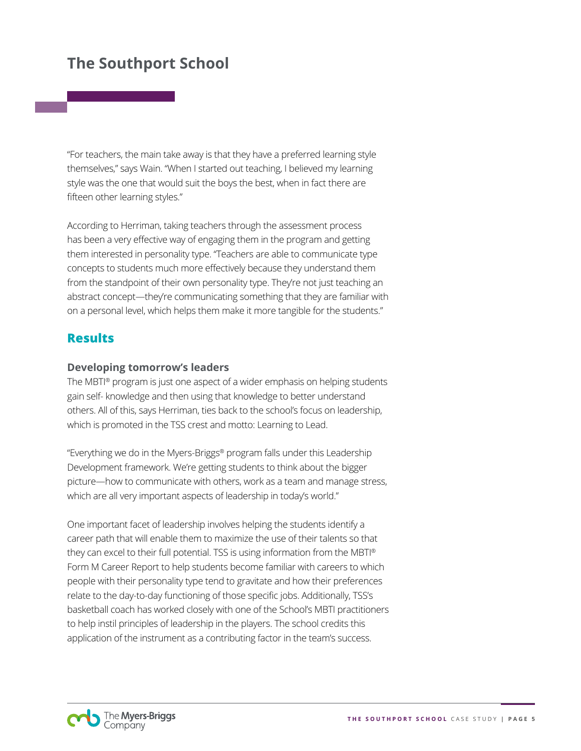# The Southport School

"For teachers, the main take away is that they have a preferred learning style themselves," says Wain. "When I started out teaching, I believed my learning style was the one that would suit the boys the best, when in fact there are fifteen other learning styles."

According to Herriman, taking teachers through the assessment process has been a very effective way of engaging them in the program and getting them interested in personality type. "Teachers are able to communicate type concepts to students much more effectively because they understand them from the standpoint of their own personality type. They're not just teaching an abstract concept—they're communicating something that they are familiar with on a personal level, which helps them make it more tangible for the students."

## Results

### Developing tomorrow's leaders

The MBTI® program is just one aspect of a wider emphasis on helping students gain self- knowledge and then using that knowledge to better understand others. All of this, says Herriman, ties back to the school's focus on leadership, which is promoted in the TSS crest and motto: Learning to Lead.

"Everything we do in the Myers-Briggs® program falls under this Leadership Development framework. We're getting students to think about the bigger picture—how to communicate with others, work as a team and manage stress, which are all very important aspects of leadership in today's world."

One important facet of leadership involves helping the students identify a career path that will enable them to maximize the use of their talents so that they can excel to their full potential. TSS is using information from the MBTI® Form M Career Report to help students become familiar with careers to which people with their personality type tend to gravitate and how their preferences relate to the day-to-day functioning of those specific jobs. Additionally, TSS's basketball coach has worked closely with one of the School's MBTI practitioners to help instil principles of leadership in the players. The school credits this application of the instrument as a contributing factor in the team's success.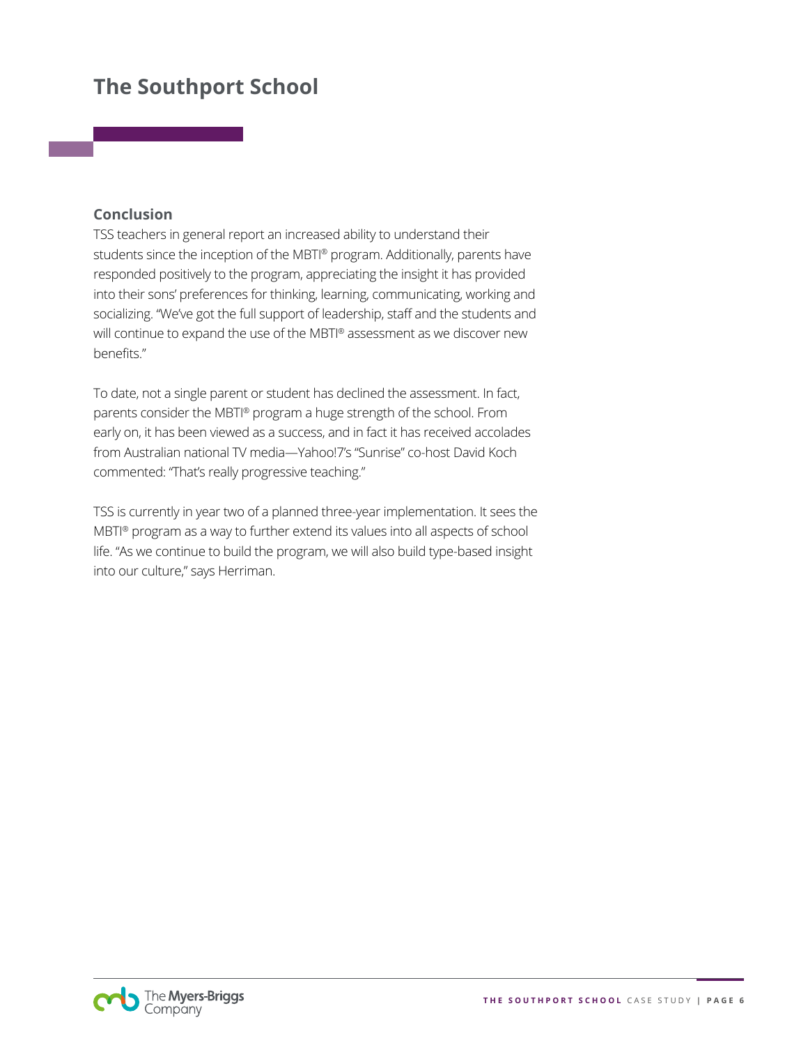# The Southport School

## Conclusion

TSS teachers in general report an increased ability to understand their students since the inception of the MBTI® program. Additionally, parents have responded positively to the program, appreciating the insight it has provided into their sons' preferences for thinking, learning, communicating, working and socializing. "We've got the full support of leadership, staff and the students and will continue to expand the use of the MBTI® assessment as we discover new benefits."

To date, not a single parent or student has declined the assessment. In fact, parents consider the MBTI® program a huge strength of the school. From early on, it has been viewed as a success, and in fact it has received accolades from Australian national TV media—Yahoo!7's "Sunrise" co-host David Koch commented: "That's really progressive teaching."

TSS is currently in year two of a planned three-year implementation. It sees the MBTI® program as a way to further extend its values into all aspects of school life. "As we continue to build the program, we will also build type-based insight into our culture," says Herriman.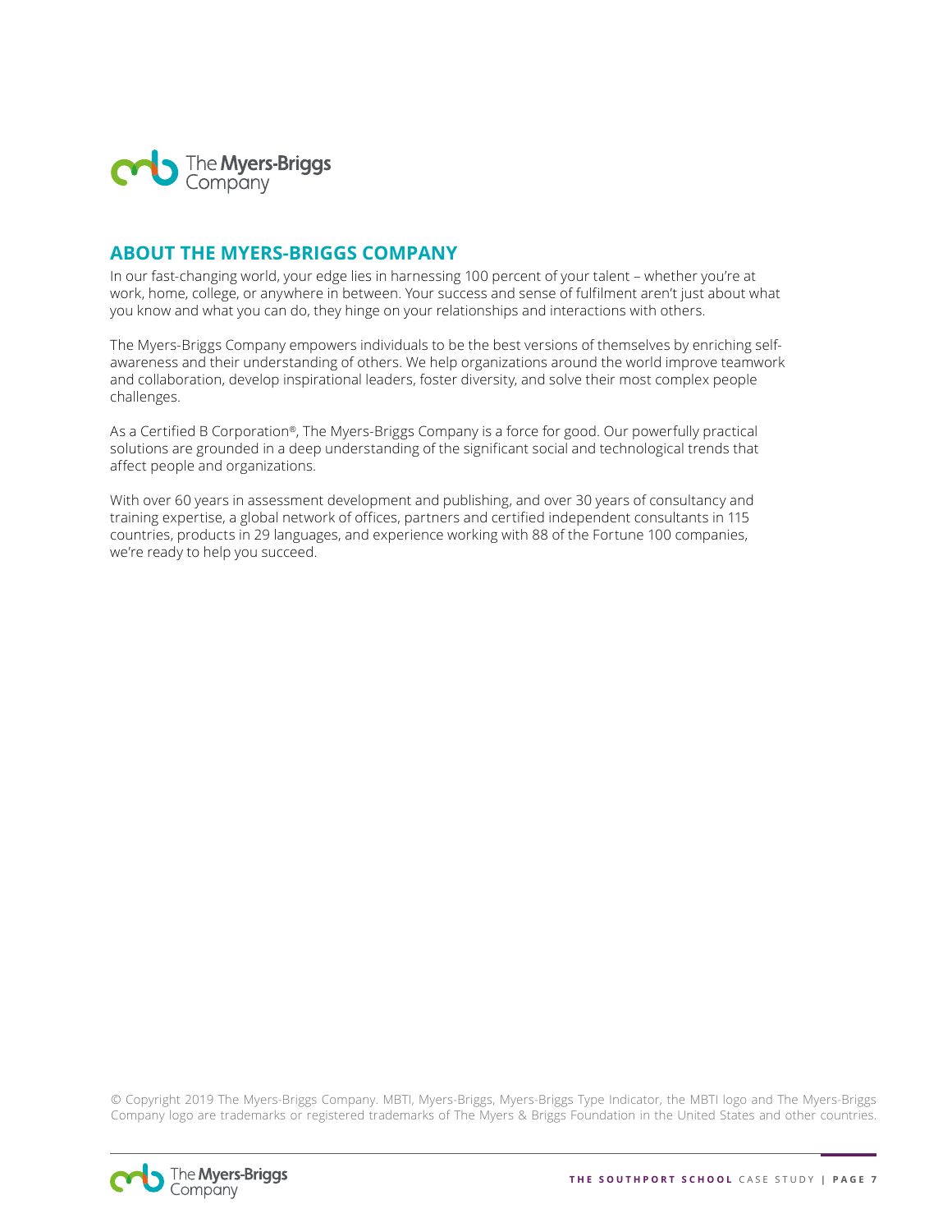## ABOUT THE MYERS-BRIGGS COMPANY

In our fast-changing world, your edge lies in harnessing 100 percent of your talent – whether you're at work, home, college, or anywhere in between. Your success and sense of fulfilment aren't just about what you know and what you can do, they hinge on your relationships and interactions with others.

The Myers-Briggs Company empowers individuals to be the best versions of themselves by enriching self-awareness and their understanding of others. We help organizations around the world improve teamwork and collaboration, develop inspirational leaders, foster diversity, and solve their most complex people challenges.

As a Certified B Corporation®, The Myers-Briggs Company is a force for good. Our powerfully practical solutions are grounded in a deep understanding of the significant social and technological trends that affect people and organizations.

With over 60 years in assessment development and publishing, and over 30 years of consultancy and training expertise, a global network of offices, partners and certified independent consultants in 115 countries, products in 29 languages, and experience working with 88 of the Fortune 100 companies, we're ready to help you succeed.

© Copyright 2019 The Myers-Briggs Company. MBTI, Myers-Briggs, Myers-Briggs Type Indicator, the MBTI logo and The Myers-Briggs Company logo are trademarks or registered trademarks of The Myers & Briggs Foundation in the United States and other countries.